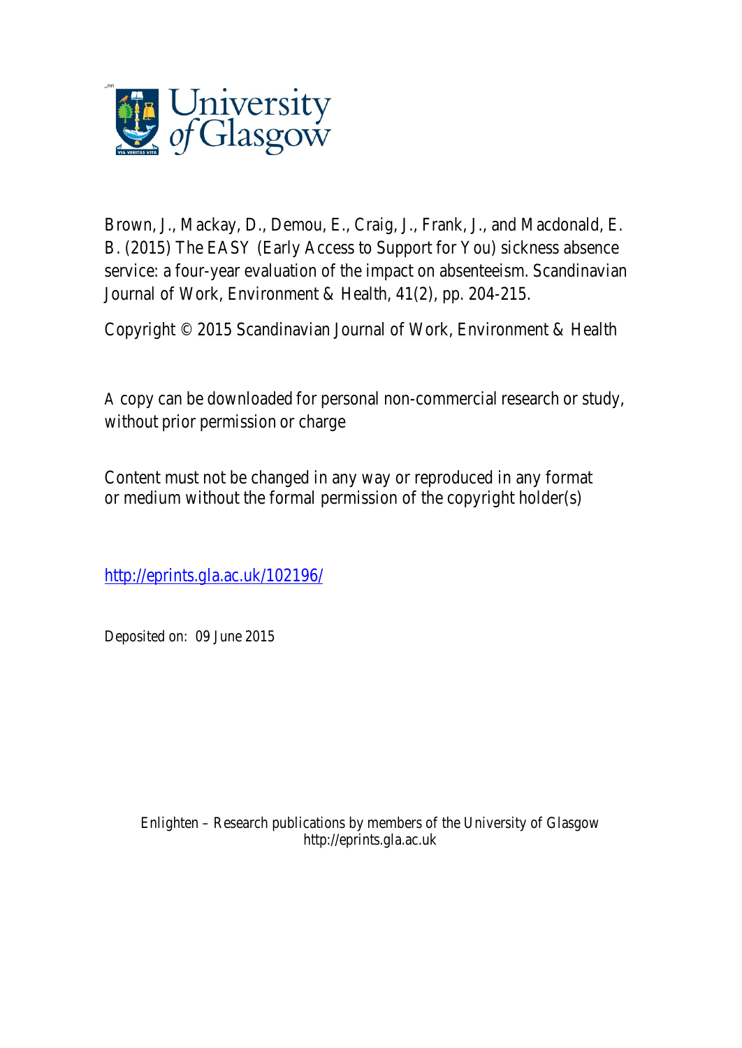Brown, J., Mackay, D., Demou, E., Craig, J., Frank, J., and Macdonald, E. B. (2015) The EASY (Early Access to Support for You) sickness absence service: a four-year evaluation of the impact on absenteeism. Scandinavian Journal of Work, Environment & Health, 41(2), pp. 204-215.

Copyright © 2015 Scandinavian Journal of Work, Environment & Health

A copy can be downloaded for personal non-commercial research or study, without prior permission or charge

Content must not be changed in any way or reproduced in any format or medium without the formal permission of the copyright holder(s)

http://eprints.gla.ac.uk/102196/

Deposited on: 09 June 2015

Enlighten – Research publications by members of the University of Glasgow
http://eprints.gla.ac.uk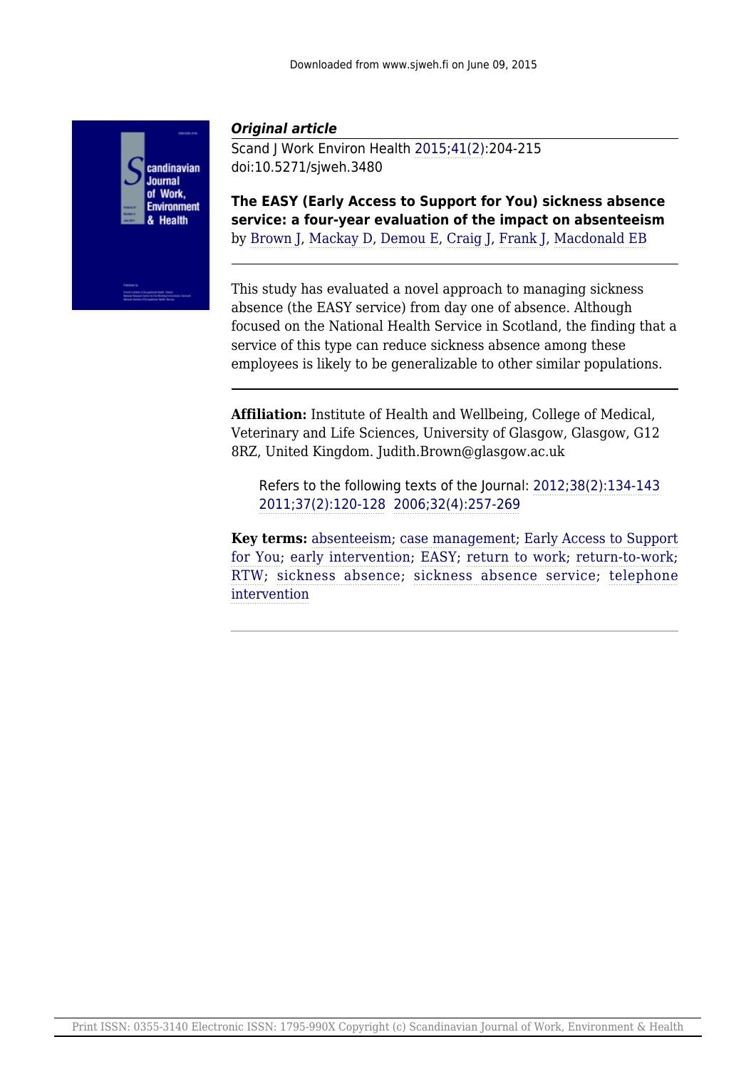***Original article***

Scand J Work Environ Health 2015;41(2):204-215

doi:10.5271/sjweh.3480

**The EASY (Early Access to Support for You) sickness absence service: a four-year evaluation of the impact on absenteeism**

by Brown J, Mackay D, Demou E, Craig J, Frank J, Macdonald EB

This study has evaluated a novel approach to managing sickness absence (the EASY service) from day one of absence. Although focused on the National Health Service in Scotland, the finding that a service of this type can reduce sickness absence among these employees is likely to be generalizable to other similar populations.

**Affiliation:** Institute of Health and Wellbeing, College of Medical, Veterinary and Life Sciences, University of Glasgow, Glasgow, G12 8RZ, United Kingdom. Judith.Brown@glasgow.ac.uk

Refers to the following texts of the Journal: 2012;38(2):134-143 2011;37(2):120-128 2006;32(4):257-269

**Key terms:** absenteeism; case management; Early Access to Support for You; early intervention; EASY; return to work; return-to-work; RTW; sickness absence; sickness absence service; telephone intervention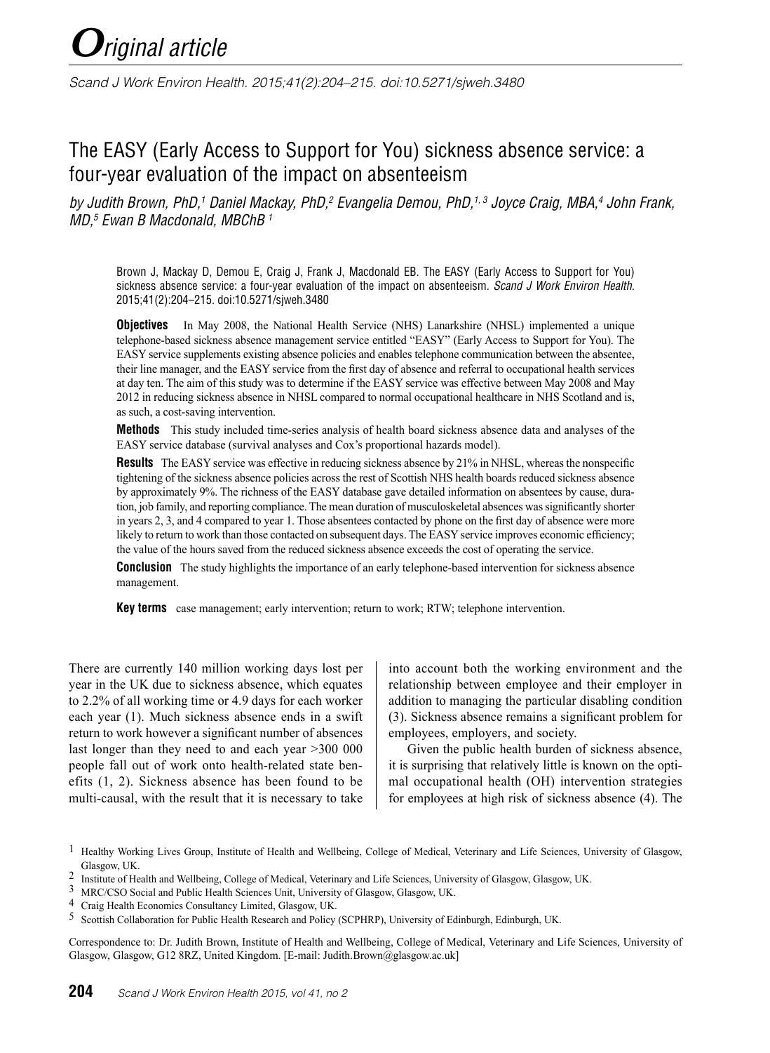# Original article

*Scand J Work Environ Health. 2015;41(2):204–215. doi:10.5271/sjweh.3480*

## The EASY (Early Access to Support for You) sickness absence service: a four-year evaluation of the impact on absenteeism

*by Judith Brown, PhD,[1] Daniel Mackay, PhD,[2] Evangelia Demou, PhD,[1,3] Joyce Craig, MBA,[4] John Frank, MD,[5] Ewan B Macdonald, MBChB [1]*

Brown J, Mackay D, Demou E, Craig J, Frank J, Macdonald EB. The EASY (Early Access to Support for You) sickness absence service: a four-year evaluation of the impact on absenteeism. *Scand J Work Environ Health*. 2015;41(2):204–215. doi:10.5271/sjweh.3480

**Objectives** In May 2008, the National Health Service (NHS) Lanarkshire (NHSL) implemented a unique telephone-based sickness absence management service entitled "EASY" (Early Access to Support for You). The EASY service supplements existing absence policies and enables telephone communication between the absentee, their line manager, and the EASY service from the first day of absence and referral to occupational health services at day ten. The aim of this study was to determine if the EASY service was effective between May 2008 and May 2012 in reducing sickness absence in NHSL compared to normal occupational healthcare in NHS Scotland and is, as such, a cost-saving intervention.

**Methods** This study included time-series analysis of health board sickness absence data and analyses of the EASY service database (survival analyses and Cox's proportional hazards model).

**Results** The EASY service was effective in reducing sickness absence by 21% in NHSL, whereas the nonspecific tightening of the sickness absence policies across the rest of Scottish NHS health boards reduced sickness absence by approximately 9%. The richness of the EASY database gave detailed information on absentees by cause, duration, job family, and reporting compliance. The mean duration of musculoskeletal absences was significantly shorter in years 2, 3, and 4 compared to year 1. Those absentees contacted by phone on the first day of absence were more likely to return to work than those contacted on subsequent days. The EASY service improves economic efficiency; the value of the hours saved from the reduced sickness absence exceeds the cost of operating the service.

**Conclusion** The study highlights the importance of an early telephone-based intervention for sickness absence management.

**Key terms** case management; early intervention; return to work; RTW; telephone intervention.

There are currently 140 million working days lost per year in the UK due to sickness absence, which equates to 2.2% of all working time or 4.9 days for each worker each year (1). Much sickness absence ends in a swift return to work however a significant number of absences last longer than they need to and each year >300 000 people fall out of work onto health-related state benefits (1, 2). Sickness absence has been found to be multi-causal, with the result that it is necessary to take into account both the working environment and the relationship between employee and their employer in addition to managing the particular disabling condition (3). Sickness absence remains a significant problem for employees, employers, and society.

Given the public health burden of sickness absence, it is surprising that relatively little is known on the optimal occupational health (OH) intervention strategies for employees at high risk of sickness absence (4). The

[1] Healthy Working Lives Group, Institute of Health and Wellbeing, College of Medical, Veterinary and Life Sciences, University of Glasgow, Glasgow, UK.

[2] Institute of Health and Wellbeing, College of Medical, Veterinary and Life Sciences, University of Glasgow, Glasgow, UK.

[3] MRC/CSO Social and Public Health Sciences Unit, University of Glasgow, Glasgow, UK.

[4] Craig Health Economics Consultancy Limited, Glasgow, UK.

[5] Scottish Collaboration for Public Health Research and Policy (SCPHRP), University of Edinburgh, Edinburgh, UK.

Correspondence to: Dr. Judith Brown, Institute of Health and Wellbeing, College of Medical, Veterinary and Life Sciences, University of Glasgow, Glasgow, G12 8RZ, United Kingdom. [E-mail: Judith.Brown@glasgow.ac.uk]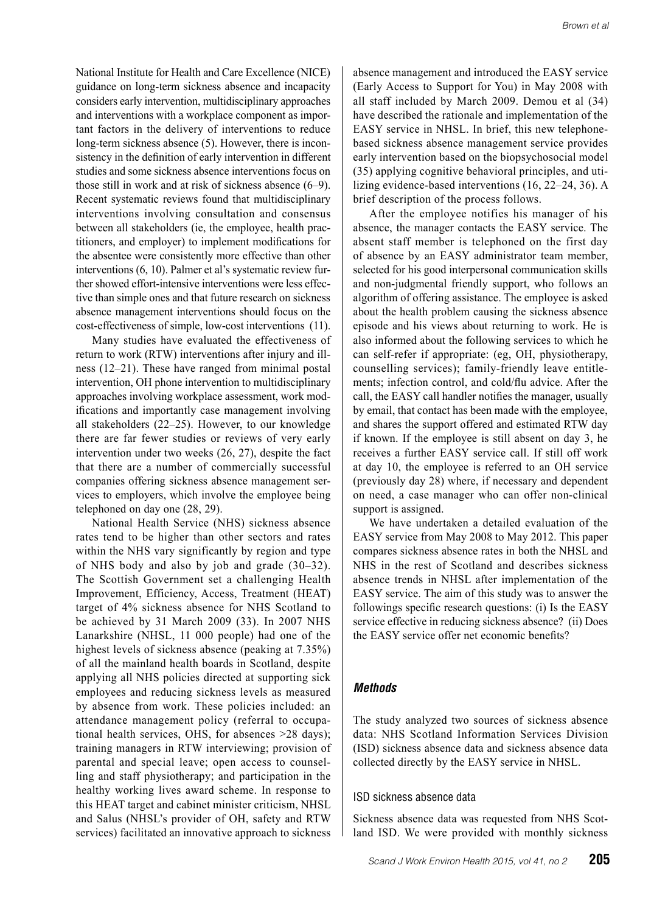National Institute for Health and Care Excellence (NICE) guidance on long-term sickness absence and incapacity considers early intervention, multidisciplinary approaches and interventions with a workplace component as important factors in the delivery of interventions to reduce long-term sickness absence (5). However, there is inconsistency in the definition of early intervention in different studies and some sickness absence interventions focus on those still in work and at risk of sickness absence (6–9). Recent systematic reviews found that multidisciplinary interventions involving consultation and consensus between all stakeholders (ie, the employee, health practitioners, and employer) to implement modifications for the absentee were consistently more effective than other interventions (6, 10). Palmer et al's systematic review further showed effort-intensive interventions were less effective than simple ones and that future research on sickness absence management interventions should focus on the cost-effectiveness of simple, low-cost interventions (11).

Many studies have evaluated the effectiveness of return to work (RTW) interventions after injury and illness (12–21). These have ranged from minimal postal intervention, OH phone intervention to multidisciplinary approaches involving workplace assessment, work modifications and importantly case management involving all stakeholders (22–25). However, to our knowledge there are far fewer studies or reviews of very early intervention under two weeks (26, 27), despite the fact that there are a number of commercially successful companies offering sickness absence management services to employers, which involve the employee being telephoned on day one (28, 29).

National Health Service (NHS) sickness absence rates tend to be higher than other sectors and rates within the NHS vary significantly by region and type of NHS body and also by job and grade (30–32). The Scottish Government set a challenging Health Improvement, Efficiency, Access, Treatment (HEAT) target of 4% sickness absence for NHS Scotland to be achieved by 31 March 2009 (33). In 2007 NHS Lanarkshire (NHSL, 11 000 people) had one of the highest levels of sickness absence (peaking at 7.35%) of all the mainland health boards in Scotland, despite applying all NHS policies directed at supporting sick employees and reducing sickness levels as measured by absence from work. These policies included: an attendance management policy (referral to occupational health services, OHS, for absences >28 days); training managers in RTW interviewing; provision of parental and special leave; open access to counselling and staff physiotherapy; and participation in the healthy working lives award scheme. In response to this HEAT target and cabinet minister criticism, NHSL and Salus (NHSL's provider of OH, safety and RTW services) facilitated an innovative approach to sickness absence management and introduced the EASY service (Early Access to Support for You) in May 2008 with all staff included by March 2009. Demou et al (34) have described the rationale and implementation of the EASY service in NHSL. In brief, this new telephone-based sickness absence management service provides early intervention based on the biopsychosocial model (35) applying cognitive behavioral principles, and utilizing evidence-based interventions (16, 22–24, 36). A brief description of the process follows.

After the employee notifies his manager of his absence, the manager contacts the EASY service. The absent staff member is telephoned on the first day of absence by an EASY administrator team member, selected for his good interpersonal communication skills and non-judgmental friendly support, who follows an algorithm of offering assistance. The employee is asked about the health problem causing the sickness absence episode and his views about returning to work. He is also informed about the following services to which he can self-refer if appropriate: (eg, OH, physiotherapy, counselling services); family-friendly leave entitlements; infection control, and cold/flu advice. After the call, the EASY call handler notifies the manager, usually by email, that contact has been made with the employee, and shares the support offered and estimated RTW day if known. If the employee is still absent on day 3, he receives a further EASY service call. If still off work at day 10, the employee is referred to an OH service (previously day 28) where, if necessary and dependent on need, a case manager who can offer non-clinical support is assigned.

We have undertaken a detailed evaluation of the EASY service from May 2008 to May 2012. This paper compares sickness absence rates in both the NHSL and NHS in the rest of Scotland and describes sickness absence trends in NHSL after implementation of the EASY service. The aim of this study was to answer the followings specific research questions: (i) Is the EASY service effective in reducing sickness absence? (ii) Does the EASY service offer net economic benefits?

## *Methods*

The study analyzed two sources of sickness absence data: NHS Scotland Information Services Division (ISD) sickness absence data and sickness absence data collected directly by the EASY service in NHSL.

### ISD sickness absence data

Sickness absence data was requested from NHS Scotland ISD. We were provided with monthly sickness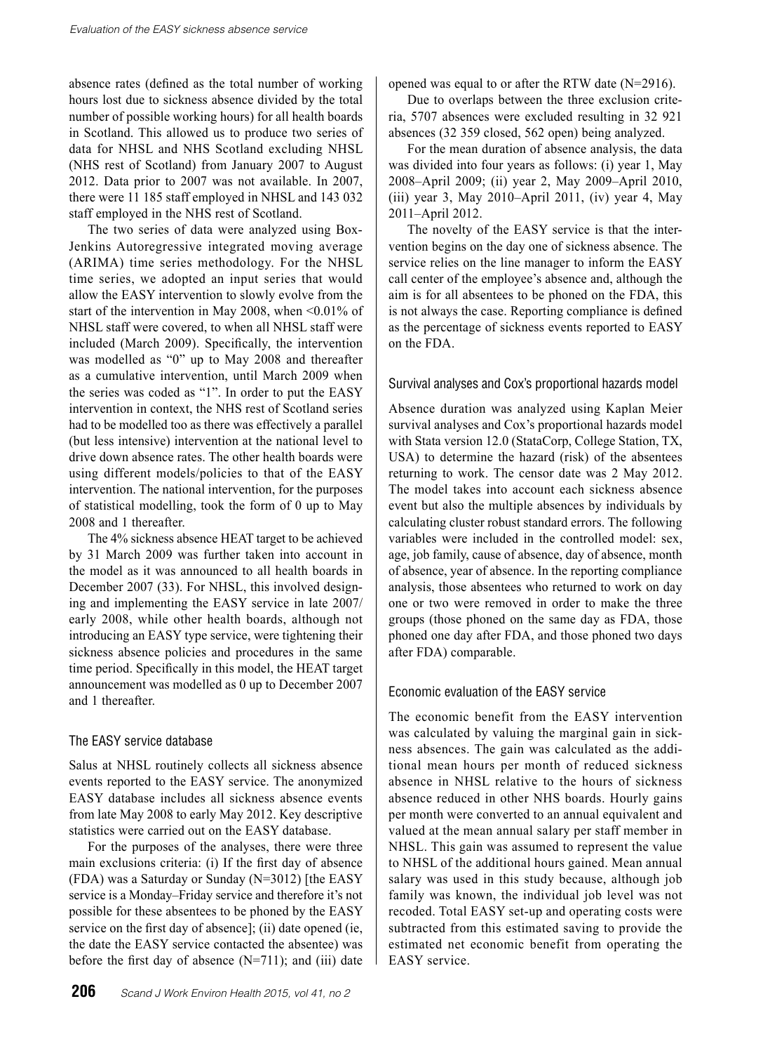absence rates (defined as the total number of working hours lost due to sickness absence divided by the total number of possible working hours) for all health boards in Scotland. This allowed us to produce two series of data for NHSL and NHS Scotland excluding NHSL (NHS rest of Scotland) from January 2007 to August 2012. Data prior to 2007 was not available. In 2007, there were 11 185 staff employed in NHSL and 143 032 staff employed in the NHS rest of Scotland.

The two series of data were analyzed using Box-Jenkins Autoregressive integrated moving average (ARIMA) time series methodology. For the NHSL time series, we adopted an input series that would allow the EASY intervention to slowly evolve from the start of the intervention in May 2008, when <0.01% of NHSL staff were covered, to when all NHSL staff were included (March 2009). Specifically, the intervention was modelled as "0" up to May 2008 and thereafter as a cumulative intervention, until March 2009 when the series was coded as "1". In order to put the EASY intervention in context, the NHS rest of Scotland series had to be modelled too as there was effectively a parallel (but less intensive) intervention at the national level to drive down absence rates. The other health boards were using different models/policies to that of the EASY intervention. The national intervention, for the purposes of statistical modelling, took the form of 0 up to May 2008 and 1 thereafter.

The 4% sickness absence HEAT target to be achieved by 31 March 2009 was further taken into account in the model as it was announced to all health boards in December 2007 (33). For NHSL, this involved designing and implementing the EASY service in late 2007/early 2008, while other health boards, although not introducing an EASY type service, were tightening their sickness absence policies and procedures in the same time period. Specifically in this model, the HEAT target announcement was modelled as 0 up to December 2007 and 1 thereafter.

### The EASY service database

Salus at NHSL routinely collects all sickness absence events reported to the EASY service. The anonymized EASY database includes all sickness absence events from late May 2008 to early May 2012. Key descriptive statistics were carried out on the EASY database.

For the purposes of the analyses, there were three main exclusions criteria: (i) If the first day of absence (FDA) was a Saturday or Sunday (N=3012) [the EASY service is a Monday–Friday service and therefore it's not possible for these absentees to be phoned by the EASY service on the first day of absence]; (ii) date opened (ie, the date the EASY service contacted the absentee) was before the first day of absence (N=711); and (iii) date opened was equal to or after the RTW date (N=2916).

Due to overlaps between the three exclusion criteria, 5707 absences were excluded resulting in 32 921 absences (32 359 closed, 562 open) being analyzed.

For the mean duration of absence analysis, the data was divided into four years as follows: (i) year 1, May 2008–April 2009; (ii) year 2, May 2009–April 2010, (iii) year 3, May 2010–April 2011, (iv) year 4, May 2011–April 2012.

The novelty of the EASY service is that the intervention begins on the day one of sickness absence. The service relies on the line manager to inform the EASY call center of the employee's absence and, although the aim is for all absentees to be phoned on the FDA, this is not always the case. Reporting compliance is defined as the percentage of sickness events reported to EASY on the FDA.

### Survival analyses and Cox's proportional hazards model

Absence duration was analyzed using Kaplan Meier survival analyses and Cox's proportional hazards model with Stata version 12.0 (StataCorp, College Station, TX, USA) to determine the hazard (risk) of the absentees returning to work. The censor date was 2 May 2012. The model takes into account each sickness absence event but also the multiple absences by individuals by calculating cluster robust standard errors. The following variables were included in the controlled model: sex, age, job family, cause of absence, day of absence, month of absence, year of absence. In the reporting compliance analysis, those absentees who returned to work on day one or two were removed in order to make the three groups (those phoned on the same day as FDA, those phoned one day after FDA, and those phoned two days after FDA) comparable.

### Economic evaluation of the EASY service

The economic benefit from the EASY intervention was calculated by valuing the marginal gain in sickness absences. The gain was calculated as the additional mean hours per month of reduced sickness absence in NHSL relative to the hours of sickness absence reduced in other NHS boards. Hourly gains per month were converted to an annual equivalent and valued at the mean annual salary per staff member in NHSL. This gain was assumed to represent the value to NHSL of the additional hours gained. Mean annual salary was used in this study because, although job family was known, the individual job level was not recoded. Total EASY set-up and operating costs were subtracted from this estimated saving to provide the estimated net economic benefit from operating the EASY service.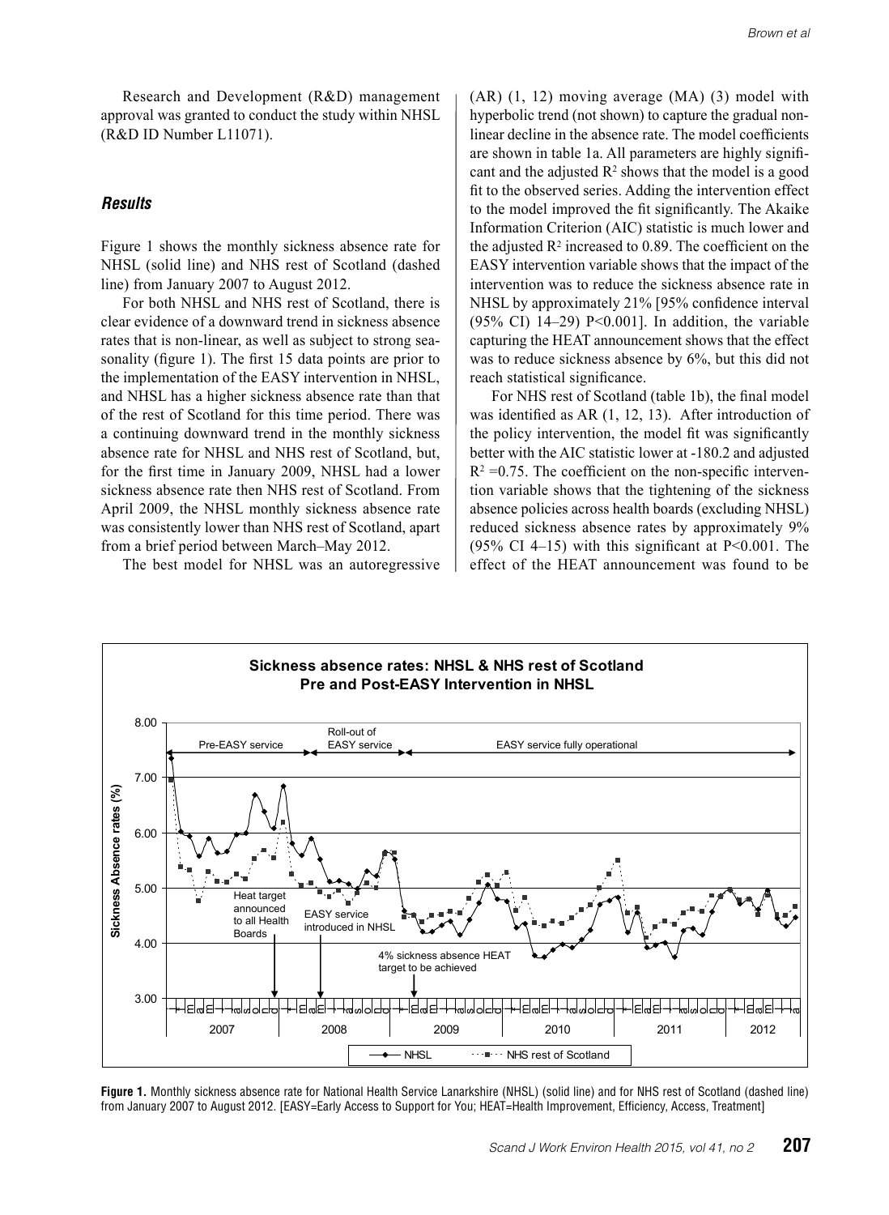Research and Development (R&D) management approval was granted to conduct the study within NHSL (R&D ID Number L11071).

## Results

Figure 1 shows the monthly sickness absence rate for NHSL (solid line) and NHS rest of Scotland (dashed line) from January 2007 to August 2012.

For both NHSL and NHS rest of Scotland, there is clear evidence of a downward trend in sickness absence rates that is non-linear, as well as subject to strong seasonality (figure 1). The first 15 data points are prior to the implementation of the EASY intervention in NHSL, and NHSL has a higher sickness absence rate than that of the rest of Scotland for this time period. There was a continuing downward trend in the monthly sickness absence rate for NHSL and NHS rest of Scotland, but, for the first time in January 2009, NHSL had a lower sickness absence rate then NHS rest of Scotland. From April 2009, the NHSL monthly sickness absence rate was consistently lower than NHS rest of Scotland, apart from a brief period between March–May 2012.

The best model for NHSL was an autoregressive (AR) (1, 12) moving average (MA) (3) model with hyperbolic trend (not shown) to capture the gradual non-linear decline in the absence rate. The model coefficients are shown in table 1a. All parameters are highly significant and the adjusted $R^2$ shows that the model is a good fit to the observed series. Adding the intervention effect to the model improved the fit significantly. The Akaike Information Criterion (AIC) statistic is much lower and the adjusted $R^2$ increased to 0.89. The coefficient on the EASY intervention variable shows that the impact of the intervention was to reduce the sickness absence rate in NHSL by approximately 21% [95% confidence interval (95% CI) 14–29) $P<0.001$]. In addition, the variable capturing the HEAT announcement shows that the effect was to reduce sickness absence by 6%, but this did not reach statistical significance.

For NHS rest of Scotland (table 1b), the final model was identified as AR (1, 12, 13). After introduction of the policy intervention, the model fit was significantly better with the AIC statistic lower at -180.2 and adjusted $R^2$ =0.75. The coefficient on the non-specific intervention variable shows that the tightening of the sickness absence policies across health boards (excluding NHSL) reduced sickness absence rates by approximately 9% (95% CI 4–15) with this significant at $P<0.001$. The effect of the HEAT announcement was found to be

**Figure 1.** Monthly sickness absence rate for National Health Service Lanarkshire (NHSL) (solid line) and for NHS rest of Scotland (dashed line) from January 2007 to August 2012. [EASY=Early Access to Support for You; HEAT=Health Improvement, Efficiency, Access, Treatment]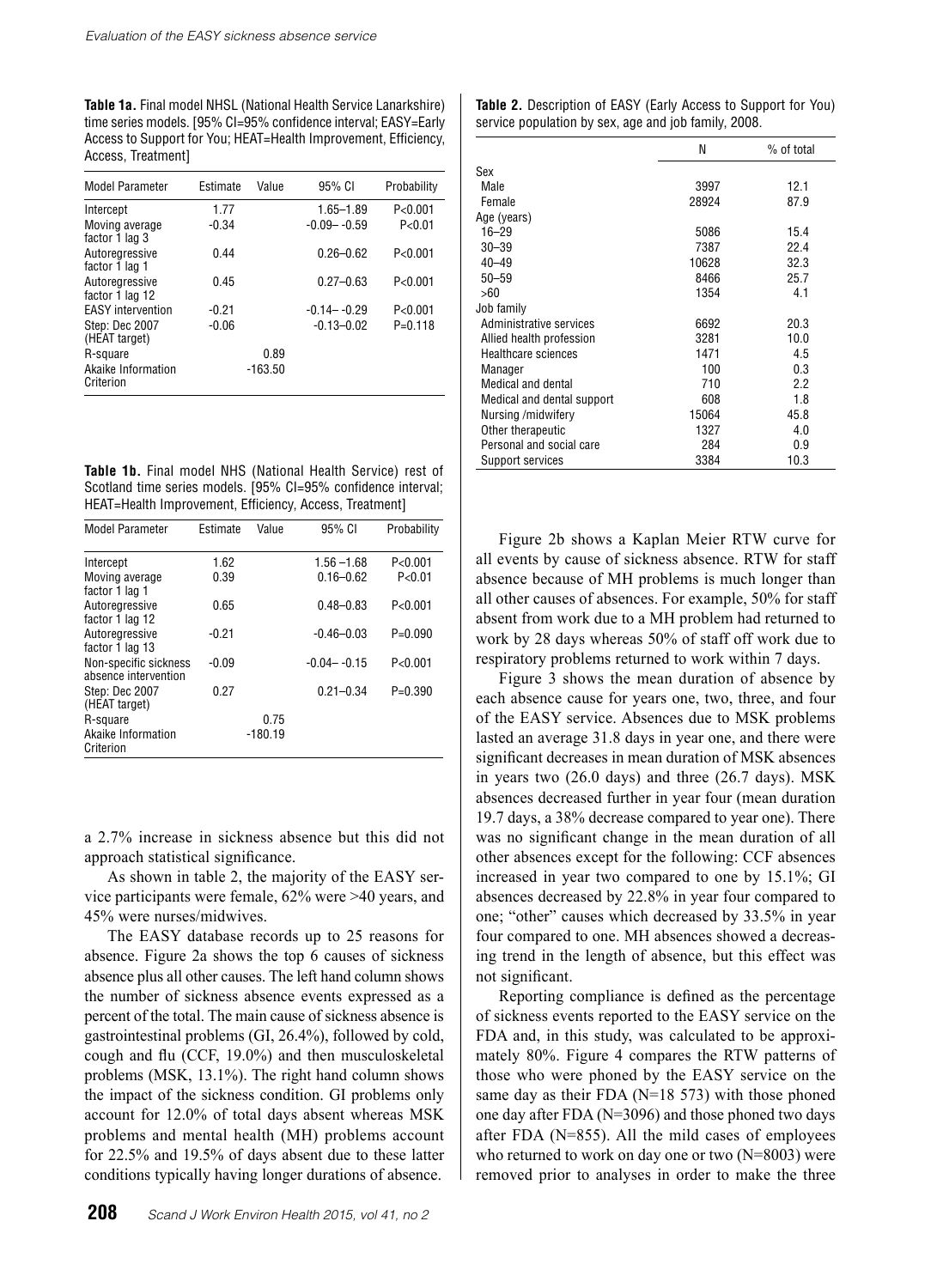**Table 1a.** Final model NHSL (National Health Service Lanarkshire) time series models. [95% CI=95% confidence interval; EASY=Early Access to Support for You; HEAT=Health Improvement, Efficiency, Access, Treatment]

| Model Parameter | Estimate | Value | 95% CI | Probability |
|---|---|---|---|---|
| Intercept | 1.77 | | 1.65–1.89 | P<0.001 |
| Moving average factor 1 lag 3 | -0.34 | | -0.09– -0.59 | P<0.01 |
| Autoregressive factor 1 lag 1 | 0.44 | | 0.26–0.62 | P<0.001 |
| Autoregressive factor 1 lag 12 | 0.45 | | 0.27–0.63 | P<0.001 |
| EASY intervention | -0.21 | | -0.14– -0.29 | P<0.001 |
| Step: Dec 2007 (HEAT target) | -0.06 | | -0.13–0.02 | P=0.118 |
| R-square | | 0.89 | | |
| Akaike Information Criterion | | -163.50 | | |

**Table 1b.** Final model NHS (National Health Service) rest of Scotland time series models. [95% CI=95% confidence interval; HEAT=Health Improvement, Efficiency, Access, Treatment]

| Model Parameter | Estimate | Value | 95% CI | Probability |
|---|---|---|---|---|
| Intercept | 1.62 | | 1.56 –1.68 | P<0.001 |
| Moving average factor 1 lag 1 | 0.39 | | 0.16–0.62 | P<0.01 |
| Autoregressive factor 1 lag 12 | 0.65 | | 0.48–0.83 | P<0.001 |
| Autoregressive factor 1 lag 13 | -0.21 | | -0.46–0.03 | P=0.090 |
| Non-specific sickness absence intervention | -0.09 | | -0.04– -0.15 | P<0.001 |
| Step: Dec 2007 (HEAT target) | 0.27 | | 0.21–0.34 | P=0.390 |
| R-square | | 0.75 | | |
| Akaike Information Criterion | | -180.19 | | |

a 2.7% increase in sickness absence but this did not approach statistical significance.

As shown in table 2, the majority of the EASY service participants were female, 62% were >40 years, and 45% were nurses/midwives.

The EASY database records up to 25 reasons for absence. Figure 2a shows the top 6 causes of sickness absence plus all other causes. The left hand column shows the number of sickness absence events expressed as a percent of the total. The main cause of sickness absence is gastrointestinal problems (GI, 26.4%), followed by cold, cough and flu (CCF, 19.0%) and then musculoskeletal problems (MSK, 13.1%). The right hand column shows the impact of the sickness condition. GI problems only account for 12.0% of total days absent whereas MSK problems and mental health (MH) problems account for 22.5% and 19.5% of days absent due to these latter conditions typically having longer durations of absence.

**Table 2.** Description of EASY (Early Access to Support for You) service population by sex, age and job family, 2008.

| | N | % of total |
|---|---|---|
| Sex | | |
| Male | 3997 | 12.1 |
| Female | 28924 | 87.9 |
| Age (years) | | |
| 16–29 | 5086 | 15.4 |
| 30–39 | 7387 | 22.4 |
| 40–49 | 10628 | 32.3 |
| 50–59 | 8466 | 25.7 |
| >60 | 1354 | 4.1 |
| Job family | | |
| Administrative services | 6692 | 20.3 |
| Allied health profession | 3281 | 10.0 |
| Healthcare sciences | 1471 | 4.5 |
| Manager | 100 | 0.3 |
| Medical and dental | 710 | 2.2 |
| Medical and dental support | 608 | 1.8 |
| Nursing /midwifery | 15064 | 45.8 |
| Other therapeutic | 1327 | 4.0 |
| Personal and social care | 284 | 0.9 |
| Support services | 3384 | 10.3 |

Figure 2b shows a Kaplan Meier RTW curve for all events by cause of sickness absence. RTW for staff absence because of MH problems is much longer than all other causes of absences. For example, 50% for staff absent from work due to a MH problem had returned to work by 28 days whereas 50% of staff off work due to respiratory problems returned to work within 7 days.

Figure 3 shows the mean duration of absence by each absence cause for years one, two, three, and four of the EASY service. Absences due to MSK problems lasted an average 31.8 days in year one, and there were significant decreases in mean duration of MSK absences in years two (26.0 days) and three (26.7 days). MSK absences decreased further in year four (mean duration 19.7 days, a 38% decrease compared to year one). There was no significant change in the mean duration of all other absences except for the following: CCF absences increased in year two compared to one by 15.1%; GI absences decreased by 22.8% in year four compared to one; "other" causes which decreased by 33.5% in year four compared to one. MH absences showed a decreasing trend in the length of absence, but this effect was not significant.

Reporting compliance is defined as the percentage of sickness events reported to the EASY service on the FDA and, in this study, was calculated to be approximately 80%. Figure 4 compares the RTW patterns of those who were phoned by the EASY service on the same day as their FDA (N=18 573) with those phoned one day after FDA (N=3096) and those phoned two days after FDA (N=855). All the mild cases of employees who returned to work on day one or two (N=8003) were removed prior to analyses in order to make the three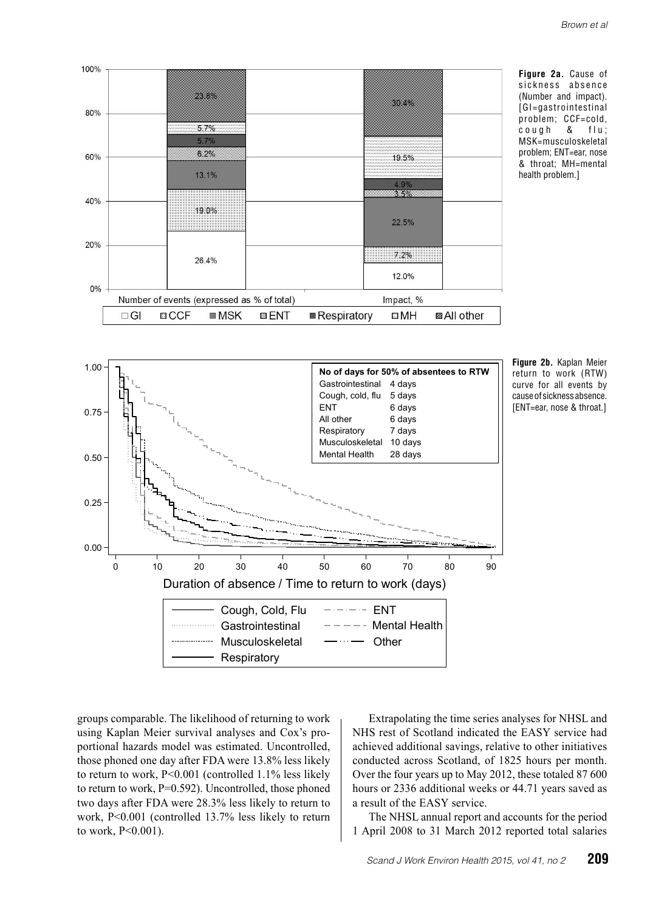**Figure 2a.** Cause of sickness absence (Number and impact). [GI=gastrointestinal problem; CCF=cold, cough & flu; MSK=musculoskeletal problem; ENT=ear, nose & throat; MH=mental health problem.]

**Figure 2b.** Kaplan Meier return to work (RTW) curve for all events by cause of sickness absence. [ENT=ear, nose & throat.]

groups comparable. The likelihood of returning to work using Kaplan Meier survival analyses and Cox's proportional hazards model was estimated. Uncontrolled, those phoned one day after FDA were 13.8% less likely to return to work, P<0.001 (controlled 1.1% less likely to return to work, P=0.592). Uncontrolled, those phoned two days after FDA were 28.3% less likely to return to work, P<0.001 (controlled 13.7% less likely to return to work, P<0.001).

Extrapolating the time series analyses for NHSL and NHS rest of Scotland indicated the EASY service had achieved additional savings, relative to other initiatives conducted across Scotland, of 1825 hours per month. Over the four years up to May 2012, these totaled 87 600 hours or 2336 additional weeks or 44.71 years saved as a result of the EASY service.

The NHSL annual report and accounts for the period 1 April 2008 to 31 March 2012 reported total salaries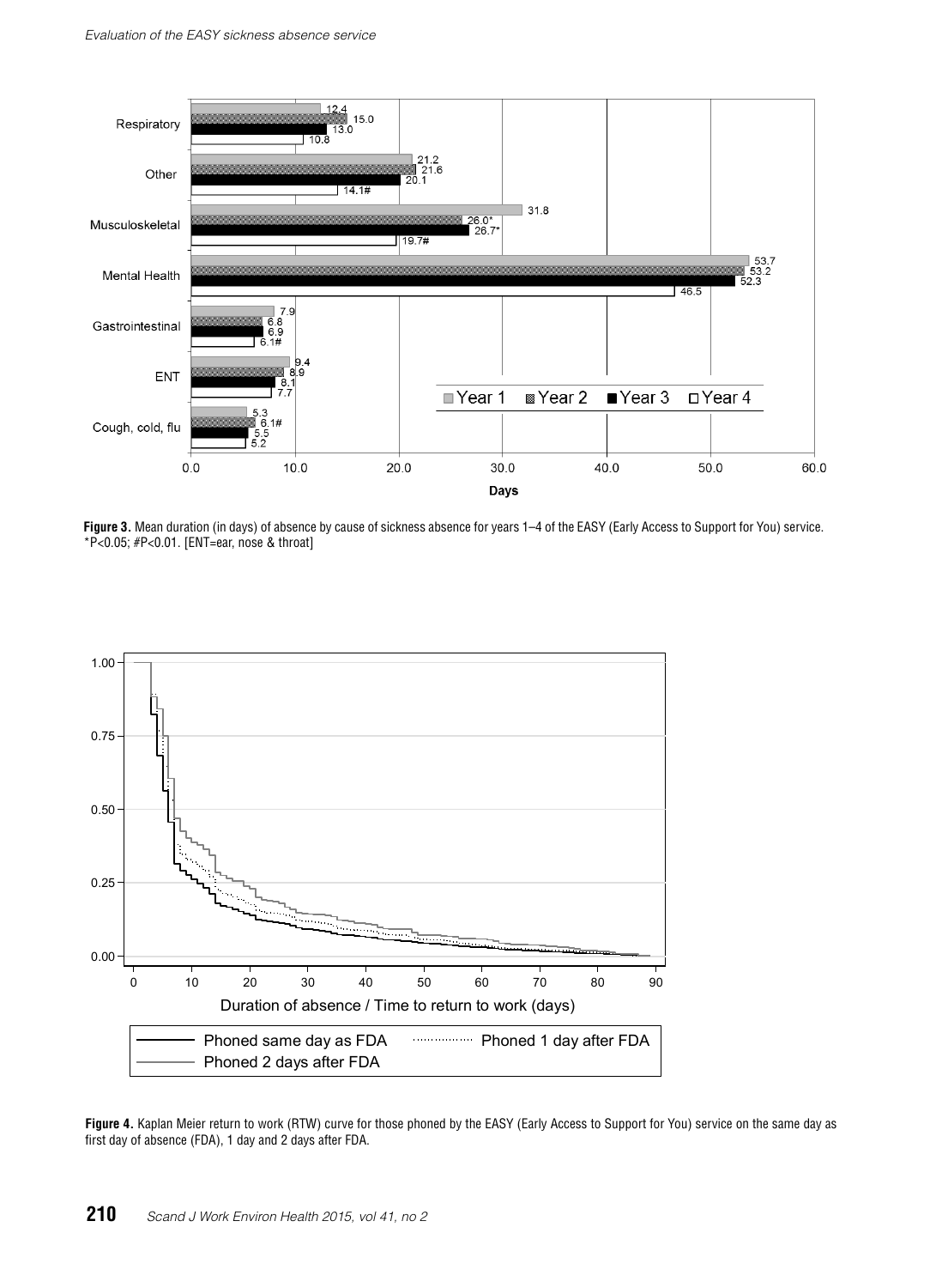**Figure 3.** Mean duration (in days) of absence by cause of sickness absence for years 1–4 of the EASY (Early Access to Support for You) service. *P<0.05; #P<0.01. [ENT=ear, nose & throat]

**Figure 4.** Kaplan Meier return to work (RTW) curve for those phoned by the EASY (Early Access to Support for You) service on the same day as first day of absence (FDA), 1 day and 2 days after FDA.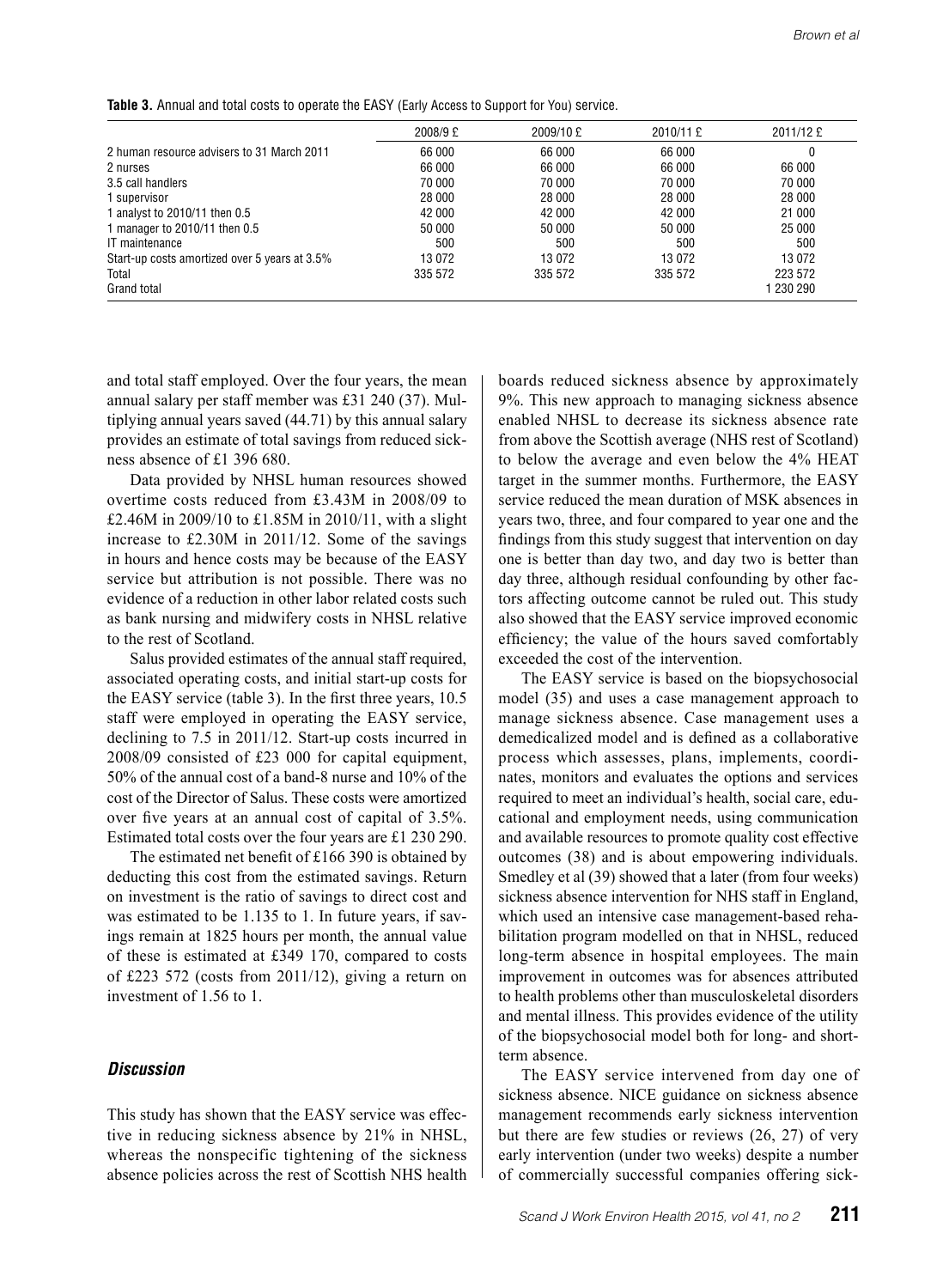**Table 3.** Annual and total costs to operate the EASY (Early Access to Support for You) service.

| | 2008/9 £ | 2009/10 £ | 2010/11 £ | 2011/12 £ |
|---|---|---|---|---|
| 2 human resource advisers to 31 March 2011 | 66 000 | 66 000 | 66 000 | 0 |
| 2 nurses | 66 000 | 66 000 | 66 000 | 66 000 |
| 3.5 call handlers | 70 000 | 70 000 | 70 000 | 70 000 |
| 1 supervisor | 28 000 | 28 000 | 28 000 | 28 000 |
| 1 analyst to 2010/11 then 0.5 | 42 000 | 42 000 | 42 000 | 21 000 |
| 1 manager to 2010/11 then 0.5 | 50 000 | 50 000 | 50 000 | 25 000 |
| IT maintenance | 500 | 500 | 500 | 500 |
| Start-up costs amortized over 5 years at 3.5% | 13 072 | 13 072 | 13 072 | 13 072 |
| Total | 335 572 | 335 572 | 335 572 | 223 572 |
| Grand total | | | | 1 230 290 |

and total staff employed. Over the four years, the mean annual salary per staff member was £31 240 (37). Multiplying annual years saved (44.71) by this annual salary provides an estimate of total savings from reduced sickness absence of £1 396 680.

Data provided by NHSL human resources showed overtime costs reduced from £3.43M in 2008/09 to £2.46M in 2009/10 to £1.85M in 2010/11, with a slight increase to £2.30M in 2011/12. Some of the savings in hours and hence costs may be because of the EASY service but attribution is not possible. There was no evidence of a reduction in other labor related costs such as bank nursing and midwifery costs in NHSL relative to the rest of Scotland.

Salus provided estimates of the annual staff required, associated operating costs, and initial start-up costs for the EASY service (table 3). In the first three years, 10.5 staff were employed in operating the EASY service, declining to 7.5 in 2011/12. Start-up costs incurred in 2008/09 consisted of £23 000 for capital equipment, 50% of the annual cost of a band-8 nurse and 10% of the cost of the Director of Salus. These costs were amortized over five years at an annual cost of capital of 3.5%. Estimated total costs over the four years are £1 230 290.

The estimated net benefit of £166 390 is obtained by deducting this cost from the estimated savings. Return on investment is the ratio of savings to direct cost and was estimated to be 1.135 to 1. In future years, if savings remain at 1825 hours per month, the annual value of these is estimated at £349 170, compared to costs of £223 572 (costs from 2011/12), giving a return on investment of 1.56 to 1.

## Discussion

This study has shown that the EASY service was effective in reducing sickness absence by 21% in NHSL, whereas the nonspecific tightening of the sickness absence policies across the rest of Scottish NHS health boards reduced sickness absence by approximately 9%. This new approach to managing sickness absence enabled NHSL to decrease its sickness absence rate from above the Scottish average (NHS rest of Scotland) to below the average and even below the 4% HEAT target in the summer months. Furthermore, the EASY service reduced the mean duration of MSK absences in years two, three, and four compared to year one and the findings from this study suggest that intervention on day one is better than day two, and day two is better than day three, although residual confounding by other factors affecting outcome cannot be ruled out. This study also showed that the EASY service improved economic efficiency; the value of the hours saved comfortably exceeded the cost of the intervention.

The EASY service is based on the biopsychosocial model (35) and uses a case management approach to manage sickness absence. Case management uses a demedicalized model and is defined as a collaborative process which assesses, plans, implements, coordinates, monitors and evaluates the options and services required to meet an individual's health, social care, educational and employment needs, using communication and available resources to promote quality cost effective outcomes (38) and is about empowering individuals. Smedley et al (39) showed that a later (from four weeks) sickness absence intervention for NHS staff in England, which used an intensive case management-based rehabilitation program modelled on that in NHSL, reduced long-term absence in hospital employees. The main improvement in outcomes was for absences attributed to health problems other than musculoskeletal disorders and mental illness. This provides evidence of the utility of the biopsychosocial model both for long- and short-term absence.

The EASY service intervened from day one of sickness absence. NICE guidance on sickness absence management recommends early sickness intervention but there are few studies or reviews (26, 27) of very early intervention (under two weeks) despite a number of commercially successful companies offering sick-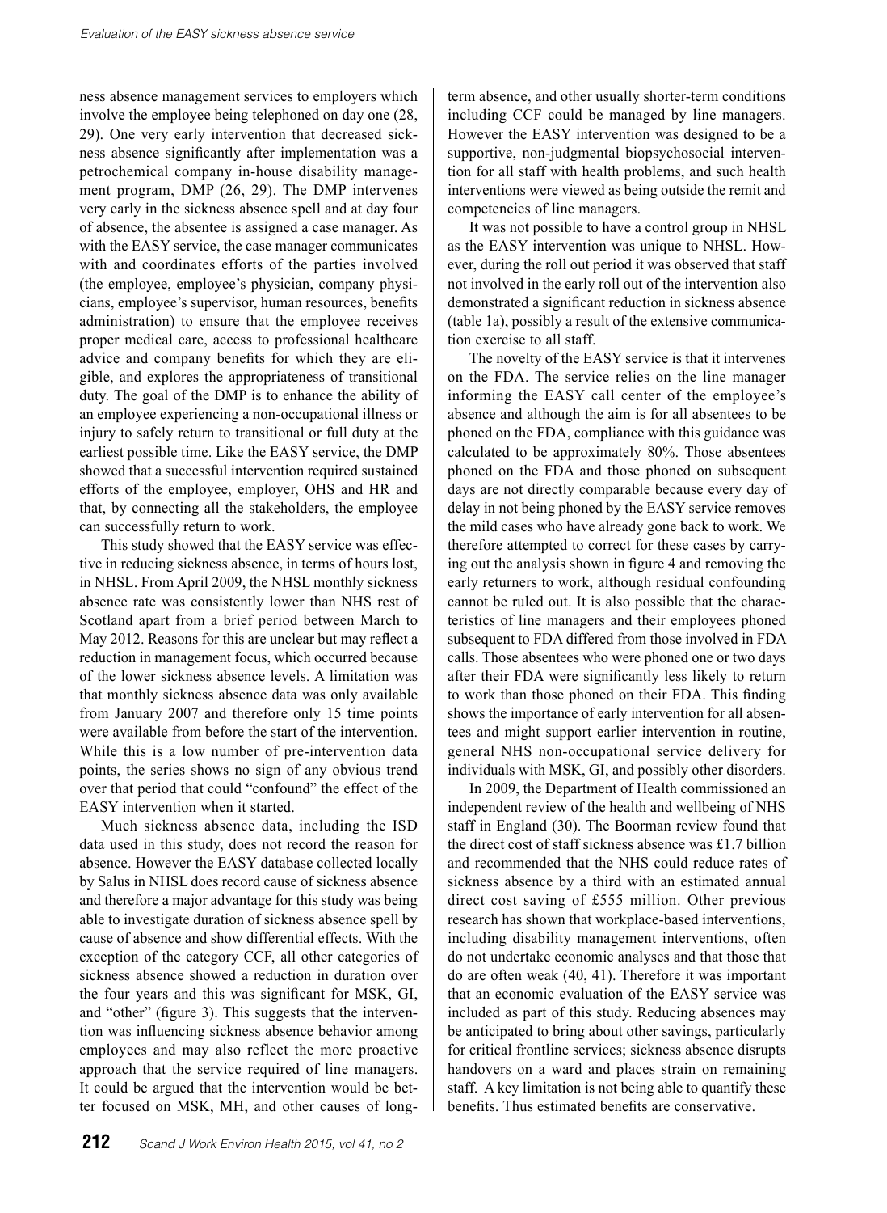ness absence management services to employers which involve the employee being telephoned on day one (28, 29). One very early intervention that decreased sickness absence significantly after implementation was a petrochemical company in-house disability management program, DMP (26, 29). The DMP intervenes very early in the sickness absence spell and at day four of absence, the absentee is assigned a case manager. As with the EASY service, the case manager communicates with and coordinates efforts of the parties involved (the employee, employee's physician, company physicians, employee's supervisor, human resources, benefits administration) to ensure that the employee receives proper medical care, access to professional healthcare advice and company benefits for which they are eligible, and explores the appropriateness of transitional duty. The goal of the DMP is to enhance the ability of an employee experiencing a non-occupational illness or injury to safely return to transitional or full duty at the earliest possible time. Like the EASY service, the DMP showed that a successful intervention required sustained efforts of the employee, employer, OHS and HR and that, by connecting all the stakeholders, the employee can successfully return to work.

This study showed that the EASY service was effective in reducing sickness absence, in terms of hours lost, in NHSL. From April 2009, the NHSL monthly sickness absence rate was consistently lower than NHS rest of Scotland apart from a brief period between March to May 2012. Reasons for this are unclear but may reflect a reduction in management focus, which occurred because of the lower sickness absence levels. A limitation was that monthly sickness absence data was only available from January 2007 and therefore only 15 time points were available from before the start of the intervention. While this is a low number of pre-intervention data points, the series shows no sign of any obvious trend over that period that could "confound" the effect of the EASY intervention when it started.

Much sickness absence data, including the ISD data used in this study, does not record the reason for absence. However the EASY database collected locally by Salus in NHSL does record cause of sickness absence and therefore a major advantage for this study was being able to investigate duration of sickness absence spell by cause of absence and show differential effects. With the exception of the category CCF, all other categories of sickness absence showed a reduction in duration over the four years and this was significant for MSK, GI, and "other" (figure 3). This suggests that the intervention was influencing sickness absence behavior among employees and may also reflect the more proactive approach that the service required of line managers. It could be argued that the intervention would be better focused on MSK, MH, and other causes of long-term absence, and other usually shorter-term conditions including CCF could be managed by line managers. However the EASY intervention was designed to be a supportive, non-judgmental biopsychosocial intervention for all staff with health problems, and such health interventions were viewed as being outside the remit and competencies of line managers.

It was not possible to have a control group in NHSL as the EASY intervention was unique to NHSL. However, during the roll out period it was observed that staff not involved in the early roll out of the intervention also demonstrated a significant reduction in sickness absence (table 1a), possibly a result of the extensive communication exercise to all staff.

The novelty of the EASY service is that it intervenes on the FDA. The service relies on the line manager informing the EASY call center of the employee's absence and although the aim is for all absentees to be phoned on the FDA, compliance with this guidance was calculated to be approximately 80%. Those absentees phoned on the FDA and those phoned on subsequent days are not directly comparable because every day of delay in not being phoned by the EASY service removes the mild cases who have already gone back to work. We therefore attempted to correct for these cases by carrying out the analysis shown in figure 4 and removing the early returners to work, although residual confounding cannot be ruled out. It is also possible that the characteristics of line managers and their employees phoned subsequent to FDA differed from those involved in FDA calls. Those absentees who were phoned one or two days after their FDA were significantly less likely to return to work than those phoned on their FDA. This finding shows the importance of early intervention for all absentees and might support earlier intervention in routine, general NHS non-occupational service delivery for individuals with MSK, GI, and possibly other disorders.

In 2009, the Department of Health commissioned an independent review of the health and wellbeing of NHS staff in England (30). The Boorman review found that the direct cost of staff sickness absence was £1.7 billion and recommended that the NHS could reduce rates of sickness absence by a third with an estimated annual direct cost saving of £555 million. Other previous research has shown that workplace-based interventions, including disability management interventions, often do not undertake economic analyses and that those that do are often weak (40, 41). Therefore it was important that an economic evaluation of the EASY service was included as part of this study. Reducing absences may be anticipated to bring about other savings, particularly for critical frontline services; sickness absence disrupts handovers on a ward and places strain on remaining staff. A key limitation is not being able to quantify these benefits. Thus estimated benefits are conservative.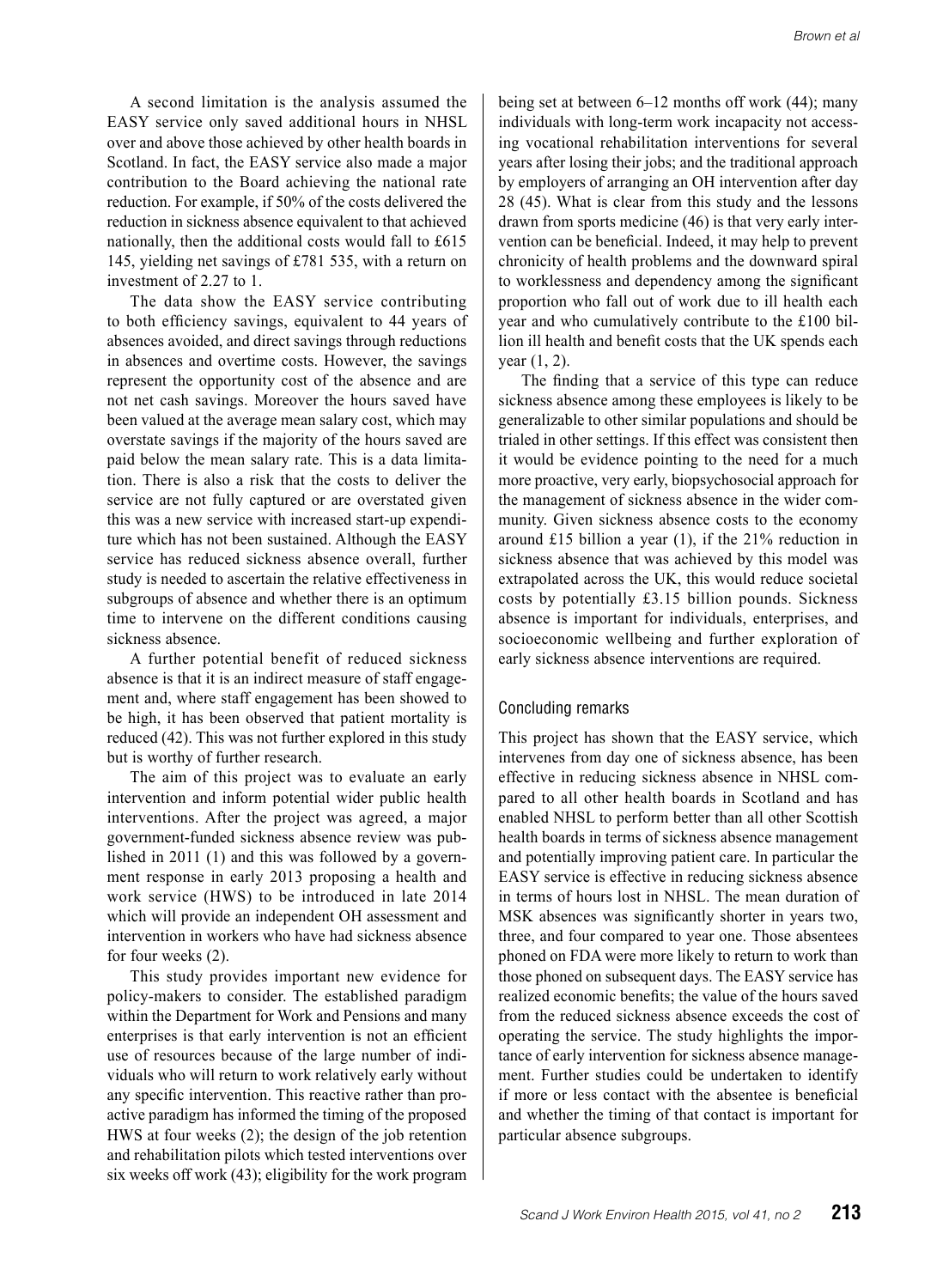A second limitation is the analysis assumed the EASY service only saved additional hours in NHSL over and above those achieved by other health boards in Scotland. In fact, the EASY service also made a major contribution to the Board achieving the national rate reduction. For example, if 50% of the costs delivered the reduction in sickness absence equivalent to that achieved nationally, then the additional costs would fall to £615 145, yielding net savings of £781 535, with a return on investment of 2.27 to 1.

The data show the EASY service contributing to both efficiency savings, equivalent to 44 years of absences avoided, and direct savings through reductions in absences and overtime costs. However, the savings represent the opportunity cost of the absence and are not net cash savings. Moreover the hours saved have been valued at the average mean salary cost, which may overstate savings if the majority of the hours saved are paid below the mean salary rate. This is a data limitation. There is also a risk that the costs to deliver the service are not fully captured or are overstated given this was a new service with increased start-up expenditure which has not been sustained. Although the EASY service has reduced sickness absence overall, further study is needed to ascertain the relative effectiveness in subgroups of absence and whether there is an optimum time to intervene on the different conditions causing sickness absence.

A further potential benefit of reduced sickness absence is that it is an indirect measure of staff engagement and, where staff engagement has been showed to be high, it has been observed that patient mortality is reduced (42). This was not further explored in this study but is worthy of further research.

The aim of this project was to evaluate an early intervention and inform potential wider public health interventions. After the project was agreed, a major government-funded sickness absence review was published in 2011 (1) and this was followed by a government response in early 2013 proposing a health and work service (HWS) to be introduced in late 2014 which will provide an independent OH assessment and intervention in workers who have had sickness absence for four weeks (2).

This study provides important new evidence for policy-makers to consider. The established paradigm within the Department for Work and Pensions and many enterprises is that early intervention is not an efficient use of resources because of the large number of individuals who will return to work relatively early without any specific intervention. This reactive rather than proactive paradigm has informed the timing of the proposed HWS at four weeks (2); the design of the job retention and rehabilitation pilots which tested interventions over six weeks off work (43); eligibility for the work program being set at between 6–12 months off work (44); many individuals with long-term work incapacity not accessing vocational rehabilitation interventions for several years after losing their jobs; and the traditional approach by employers of arranging an OH intervention after day 28 (45). What is clear from this study and the lessons drawn from sports medicine (46) is that very early intervention can be beneficial. Indeed, it may help to prevent chronicity of health problems and the downward spiral to worklessness and dependency among the significant proportion who fall out of work due to ill health each year and who cumulatively contribute to the £100 billion ill health and benefit costs that the UK spends each year (1, 2).

The finding that a service of this type can reduce sickness absence among these employees is likely to be generalizable to other similar populations and should be trialed in other settings. If this effect was consistent then it would be evidence pointing to the need for a much more proactive, very early, biopsychosocial approach for the management of sickness absence in the wider community. Given sickness absence costs to the economy around £15 billion a year (1), if the 21% reduction in sickness absence that was achieved by this model was extrapolated across the UK, this would reduce societal costs by potentially £3.15 billion pounds. Sickness absence is important for individuals, enterprises, and socioeconomic wellbeing and further exploration of early sickness absence interventions are required.

## Concluding remarks

This project has shown that the EASY service, which intervenes from day one of sickness absence, has been effective in reducing sickness absence in NHSL compared to all other health boards in Scotland and has enabled NHSL to perform better than all other Scottish health boards in terms of sickness absence management and potentially improving patient care. In particular the EASY service is effective in reducing sickness absence in terms of hours lost in NHSL. The mean duration of MSK absences was significantly shorter in years two, three, and four compared to year one. Those absentees phoned on FDA were more likely to return to work than those phoned on subsequent days. The EASY service has realized economic benefits; the value of the hours saved from the reduced sickness absence exceeds the cost of operating the service. The study highlights the importance of early intervention for sickness absence management. Further studies could be undertaken to identify if more or less contact with the absentee is beneficial and whether the timing of that contact is important for particular absence subgroups.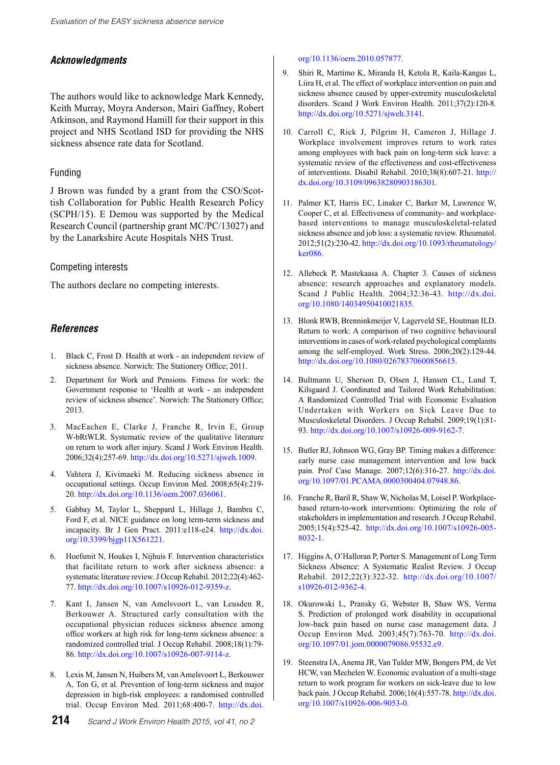## Acknowledgments

The authors would like to acknowledge Mark Kennedy, Keith Murray, Moyra Anderson, Mairi Gaffney, Robert Atkinson, and Raymond Hamill for their support in this project and NHS Scotland ISD for providing the NHS sickness absence rate data for Scotland.

### Funding

J Brown was funded by a grant from the CSO/Scottish Collaboration for Public Health Research Policy (SCPH/15). E Demou was supported by the Medical Research Council (partnership grant MC/PC/13027) and by the Lanarkshire Acute Hospitals NHS Trust.

### Competing interests

The authors declare no competing interests.

## References

1. Black C, Frost D. Health at work - an independent review of sickness absence. Norwich: The Stationery Office; 2011.
2. Department for Work and Pensions. Fitness for work: the Government response to 'Health at work - an independent review of sickness absence'. Norwich: The Stationery Office; 2013.
3. MacEachen E, Clarke J, Franche R, Irvin E, Group W-bRtWLR. Systematic review of the qualitative literature on return to work after injury. Scand J Work Environ Health. 2006;32(4):257-69. http://dx.doi.org/10.5271/sjweh.1009.
4. Vahtera J, Kivimaeki M. Reducing sickness absence in occupational settings. Occup Environ Med. 2008;65(4):219-20. http://dx.doi.org/10.1136/oem.2007.036061.
5. Gabbay M, Taylor L, Sheppard L, Hillage J, Bambra C, Ford F, et al. NICE guidance on long term-term sickness and incapacity. Br J Gen Pract. 2011:e118-e24. http://dx.doi.org/10.3399/bjgp11X561221.
6. Hoefsmit N, Houkes I, Nijhuis F. Intervention characteristics that facilitate return to work after sickness absence: a systematic literature review. J Occup Rehabil. 2012;22(4):462-77. http://dx.doi.org/10.1007/s10926-012-9359-z.
7. Kant I, Jansen N, van Amelsvoort L, van Leusden R, Berkouwer A. Structured early consultation with the occupational physician reduces sickness absence among office workers at high risk for long-term sickness absence: a randomized controlled trial. J Occup Rehabil. 2008;18(1):79-86. http://dx.doi.org/10.1007/s10926-007-9114-z.
8. Lexis M, Jansen N, Huibers M, van Amelsvoort L, Berkouwer A, Ton G, et al. Prevention of long-term sickness and major depression in high-risk employees: a randomised controlled trial. Occup Environ Med. 2011;68:400-7. http://dx.doi.org/10.1136/oem.2010.057877.
9. Shiri R, Martimo K, Miranda H, Ketola R, Kaila-Kangas L, Liira H, et al. The effect of workplace intervention on pain and sickness absence caused by upper-extremity musculoskeletal disorders. Scand J Work Environ Health. 2011;37(2):120-8. http://dx.doi.org/10.5271/sjweh.3141.
10. Carroll C, Rick J, Pilgrim H, Cameron J, Hillage J. Workplace involvement improves return to work rates among employees with back pain on long-term sick leave: a systematic review of the effectiveness and cost-effectiveness of interventions. Disabil Rehabil. 2010;38(8):607-21. http://dx.doi.org/10.3109/09638280903186301.
11. Palmer KT, Harris EC, Linaker C, Barker M, Lawrence W, Cooper C, et al. Effectiveness of community- and workplace-based interventions to manage musculoskeletal-related sickness absence and job loss: a systematic review. Rheumatol. 2012;51(2):230-42. http://dx.doi.org/10.1093/rheumatology/ker086.
12. Allebeck P, Mastekaasa A. Chapter 3. Causes of sickness absence: research approaches and explanatory models. Scand J Public Health. 2004;32:36-43. http://dx.doi.org/10.1080/14034950410021835.
13. Blonk RWB, Brenninkmeijer V, Lagerveld SE, Houtman ILD. Return to work: A comparison of two cognitive behavioural interventions in cases of work-related psychological complaints among the self-employed. Work Stress. 2006;20(2):129-44. http://dx.doi.org/10.1080/02678370600856615.
14. Bultmann U, Sherson D, Olsen J, Hansen CL, Lund T, Kilsgaard J. Coordinated and Tailored Work Rehabilitation: A Randomized Controlled Trial with Economic Evaluation Undertaken with Workers on Sick Leave Due to Musculoskeletal Disorders. J Occup Rehabil. 2009;19(1):81-93. http://dx.doi.org/10.1007/s10926-009-9162-7.
15. Butler RJ, Johnson WG, Gray BP. Timing makes a difference: early nurse case management intervention and low back pain. Prof Case Manage. 2007;12(6):316-27. http://dx.doi.org/10.1097/01.PCAMA.0000300404.07948.86.
16. Franche R, Baril R, Shaw W, Nicholas M, Loisel P. Workplace-based return-to-work interventions: Optimizing the role of stakeholders in implementation and research. J Occup Rehabil. 2005;15(4):525-42. http://dx.doi.org/10.1007/s10926-005-8032-1.
17. Higgins A, O'Halloran P, Porter S. Management of Long Term Sickness Absence: A Systematic Realist Review. J Occup Rehabil. 2012;22(3):322-32. http://dx.doi.org/10.1007/s10926-012-9362-4.
18. Okurowski L, Pransky G, Webster B, Shaw WS, Verma S. Prediction of prolonged work disability in occupational low-back pain based on nurse case management data. J Occup Environ Med. 2003;45(7):763-70. http://dx.doi.org/10.1097/01.jom.0000079086.95532.e9.
19. Steenstra IA, Anema JR, Van Tulder MW, Bongers PM, de Vet HCW, van Mechelen W. Economic evaluation of a multi-stage return to work program for workers on sick-leave due to low back pain. J Occup Rehabil. 2006;16(4):557-78. http://dx.doi.org/10.1007/s10926-006-9053-0.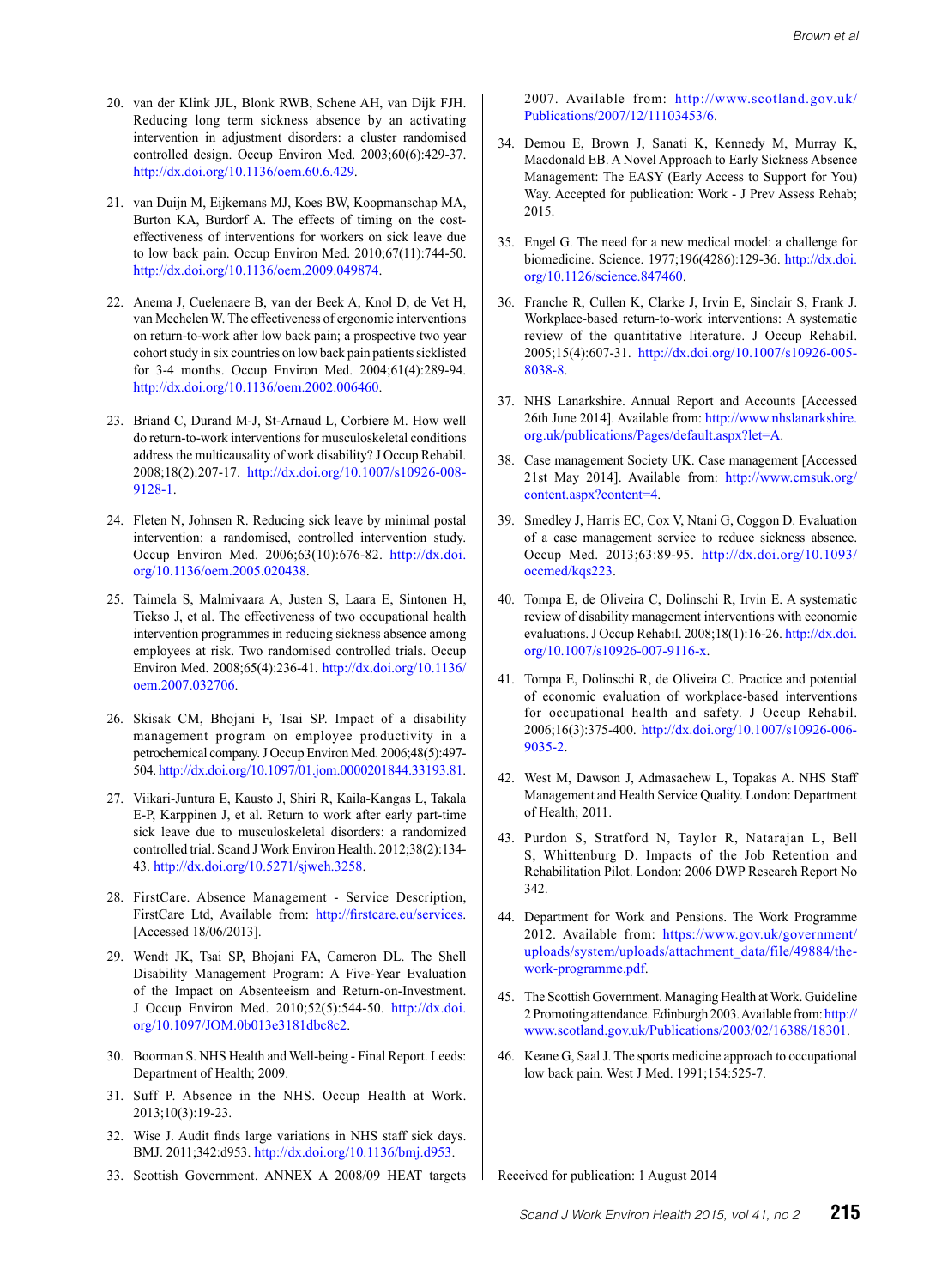20. van der Klink JJL, Blonk RWB, Schene AH, van Dijk FJH. Reducing long term sickness absence by an activating intervention in adjustment disorders: a cluster randomised controlled design. Occup Environ Med. 2003;60(6):429-37. http://dx.doi.org/10.1136/oem.60.6.429.

21. van Duijn M, Eijkemans MJ, Koes BW, Koopmanschap MA, Burton KA, Burdorf A. The effects of timing on the cost-effectiveness of interventions for workers on sick leave due to low back pain. Occup Environ Med. 2010;67(11):744-50. http://dx.doi.org/10.1136/oem.2009.049874.

22. Anema J, Cuelenaere B, van der Beek A, Knol D, de Vet H, van Mechelen W. The effectiveness of ergonomic interventions on return-to-work after low back pain; a prospective two year cohort study in six countries on low back pain patients sicklisted for 3-4 months. Occup Environ Med. 2004;61(4):289-94. http://dx.doi.org/10.1136/oem.2002.006460.

23. Briand C, Durand M-J, St-Arnaud L, Corbiere M. How well do return-to-work interventions for musculoskeletal conditions address the multicausality of work disability? J Occup Rehabil. 2008;18(2):207-17. http://dx.doi.org/10.1007/s10926-008-9128-1.

24. Fleten N, Johnsen R. Reducing sick leave by minimal postal intervention: a randomised, controlled intervention study. Occup Environ Med. 2006;63(10):676-82. http://dx.doi.org/10.1136/oem.2005.020438.

25. Taimela S, Malmivaara A, Justen S, Laara E, Sintonen H, Tiekso J, et al. The effectiveness of two occupational health intervention programmes in reducing sickness absence among employees at risk. Two randomised controlled trials. Occup Environ Med. 2008;65(4):236-41. http://dx.doi.org/10.1136/oem.2007.032706.

26. Skisak CM, Bhojani F, Tsai SP. Impact of a disability management program on employee productivity in a petrochemical company. J Occup Environ Med. 2006;48(5):497-504. http://dx.doi.org/10.1097/01.jom.0000201844.33193.81.

27. Viikari-Juntura E, Kausto J, Shiri R, Kaila-Kangas L, Takala E-P, Karppinen J, et al. Return to work after early part-time sick leave due to musculoskeletal disorders: a randomized controlled trial. Scand J Work Environ Health. 2012;38(2):134-43. http://dx.doi.org/10.5271/sjweh.3258.

28. FirstCare. Absence Management - Service Description, FirstCare Ltd, Available from: http://firstcare.eu/services. [Accessed 18/06/2013].

29. Wendt JK, Tsai SP, Bhojani FA, Cameron DL. The Shell Disability Management Program: A Five-Year Evaluation of the Impact on Absenteeism and Return-on-Investment. J Occup Environ Med. 2010;52(5):544-50. http://dx.doi.org/10.1097/JOM.0b013e3181dbc8c2.

30. Boorman S. NHS Health and Well-being - Final Report. Leeds: Department of Health; 2009.

31. Suff P. Absence in the NHS. Occup Health at Work. 2013;10(3):19-23.

32. Wise J. Audit finds large variations in NHS staff sick days. BMJ. 2011;342:d953. http://dx.doi.org/10.1136/bmj.d953.

33. Scottish Government. ANNEX A 2008/09 HEAT targets 2007. Available from: http://www.scotland.gov.uk/Publications/2007/12/11103453/6.

34. Demou E, Brown J, Sanati K, Kennedy M, Murray K, Macdonald EB. A Novel Approach to Early Sickness Absence Management: The EASY (Early Access to Support for You) Way. Accepted for publication: Work - J Prev Assess Rehab; 2015.

35. Engel G. The need for a new medical model: a challenge for biomedicine. Science. 1977;196(4286):129-36. http://dx.doi.org/10.1126/science.847460.

36. Franche R, Cullen K, Clarke J, Irvin E, Sinclair S, Frank J. Workplace-based return-to-work interventions: A systematic review of the quantitative literature. J Occup Rehabil. 2005;15(4):607-31. http://dx.doi.org/10.1007/s10926-005-8038-8.

37. NHS Lanarkshire. Annual Report and Accounts [Accessed 26th June 2014]. Available from: http://www.nhslanarkshire.org.uk/publications/Pages/default.aspx?let=A.

38. Case management Society UK. Case management [Accessed 21st May 2014]. Available from: http://www.cmsuk.org/content.aspx?content=4.

39. Smedley J, Harris EC, Cox V, Ntani G, Coggon D. Evaluation of a case management service to reduce sickness absence. Occup Med. 2013;63:89-95. http://dx.doi.org/10.1093/occmed/kqs223.

40. Tompa E, de Oliveira C, Dolinschi R, Irvin E. A systematic review of disability management interventions with economic evaluations. J Occup Rehabil. 2008;18(1):16-26. http://dx.doi.org/10.1007/s10926-007-9116-x.

41. Tompa E, Dolinschi R, de Oliveira C. Practice and potential of economic evaluation of workplace-based interventions for occupational health and safety. J Occup Rehabil. 2006;16(3):375-400. http://dx.doi.org/10.1007/s10926-006-9035-2.

42. West M, Dawson J, Admasachew L, Topakas A. NHS Staff Management and Health Service Quality. London: Department of Health; 2011.

43. Purdon S, Stratford N, Taylor R, Natarajan L, Bell S, Whittenburg D. Impacts of the Job Retention and Rehabilitation Pilot. London: 2006 DWP Research Report No 342.

44. Department for Work and Pensions. The Work Programme 2012. Available from: https://www.gov.uk/government/uploads/system/uploads/attachment_data/file/49884/the-work-programme.pdf.

45. The Scottish Government. Managing Health at Work. Guideline 2 Promoting attendance. Edinburgh 2003. Available from: http://www.scotland.gov.uk/Publications/2003/02/16388/18301.

46. Keane G, Saal J. The sports medicine approach to occupational low back pain. West J Med. 1991;154:525-7.

Received for publication: 1 August 2014